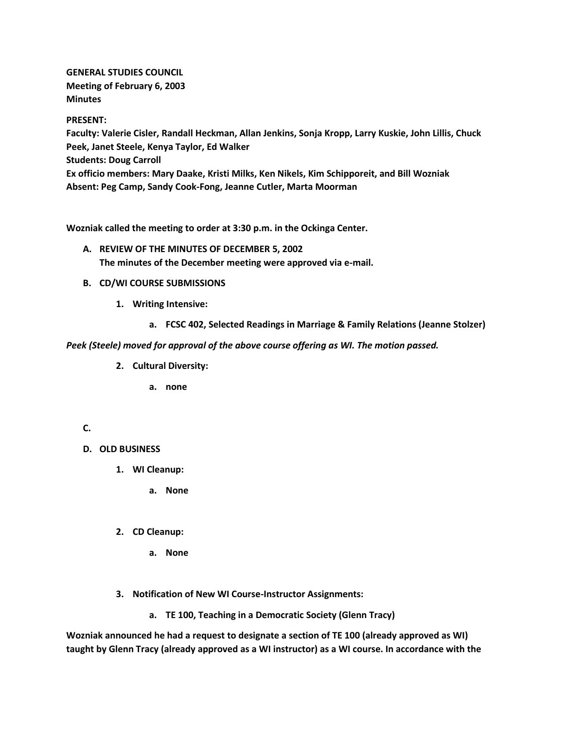**GENERAL STUDIES COUNCIL**
**Meeting of February 6, 2003**
**Minutes**

**PRESENT:**
**Faculty: Valerie Cisler, Randall Heckman, Allan Jenkins, Sonja Kropp, Larry Kuskie, John Lillis, Chuck Peek, Janet Steele, Kenya Taylor, Ed Walker**
**Students: Doug Carroll**
**Ex officio members: Mary Daake, Kristi Milks, Ken Nikels, Kim Schipporeit, and Bill Wozniak**
**Absent: Peg Camp, Sandy Cook-Fong, Jeanne Cutler, Marta Moorman**

**Wozniak called the meeting to order at 3:30 p.m. in the Ockinga Center.**

A. **REVIEW OF THE MINUTES OF DECEMBER 5, 2002**
   **The minutes of the December meeting were approved via e-mail.**

B. **CD/WI COURSE SUBMISSIONS**

   1. **Writing Intensive:**

      a. **FCSC 402, Selected Readings in Marriage & Family Relations (Jeanne Stolzer)**

***Peek (Steele) moved for approval of the above course offering as WI. The motion passed.***

   2. **Cultural Diversity:**

      a. **none**

C.

D. **OLD BUSINESS**

   1. **WI Cleanup:**

      a. **None**

   2. **CD Cleanup:**

      a. **None**

   3. **Notification of New WI Course-Instructor Assignments:**

      a. **TE 100, Teaching in a Democratic Society (Glenn Tracy)**

**Wozniak announced he had a request to designate a section of TE 100 (already approved as WI) taught by Glenn Tracy (already approved as a WI instructor) as a WI course. In accordance with the**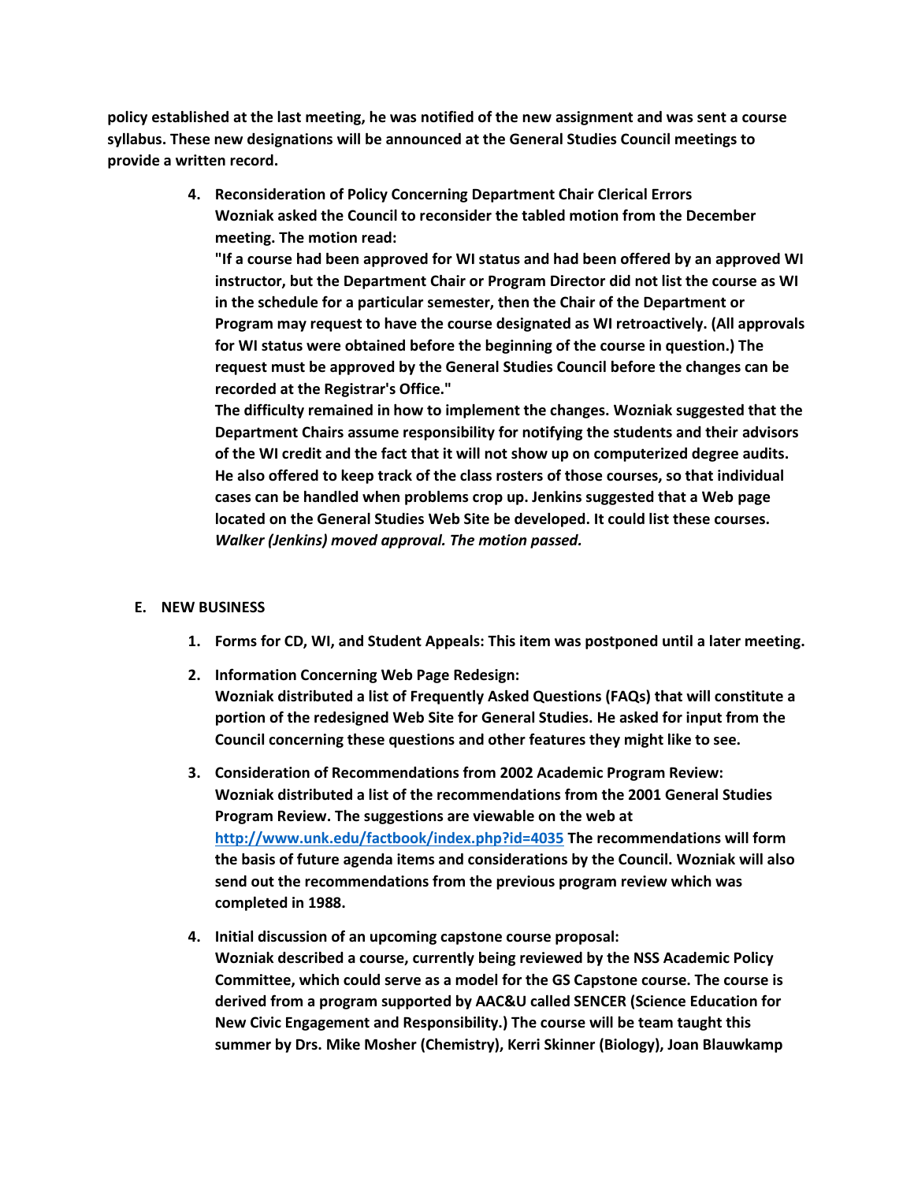**policy established at the last meeting, he was notified of the new assignment and was sent a course syllabus. These new designations will be announced at the General Studies Council meetings to provide a written record.**

4. **Reconsideration of Policy Concerning Department Chair Clerical Errors**
   **Wozniak asked the Council to reconsider the tabled motion from the December meeting. The motion read:**
   **"If a course had been approved for WI status and had been offered by an approved WI instructor, but the Department Chair or Program Director did not list the course as WI in the schedule for a particular semester, then the Chair of the Department or Program may request to have the course designated as WI retroactively. (All approvals for WI status were obtained before the beginning of the course in question.) The request must be approved by the General Studies Council before the changes can be recorded at the Registrar's Office."**
   **The difficulty remained in how to implement the changes. Wozniak suggested that the Department Chairs assume responsibility for notifying the students and their advisors of the WI credit and the fact that it will not show up on computerized degree audits. He also offered to keep track of the class rosters of those courses, so that individual cases can be handled when problems crop up. Jenkins suggested that a Web page located on the General Studies Web Site be developed. It could list these courses.**
   ***Walker (Jenkins) moved approval. The motion passed.***

**E. NEW BUSINESS**

1. **Forms for CD, WI, and Student Appeals: This item was postponed until a later meeting.**

2. **Information Concerning Web Page Redesign:**
   **Wozniak distributed a list of Frequently Asked Questions (FAQs) that will constitute a portion of the redesigned Web Site for General Studies. He asked for input from the Council concerning these questions and other features they might like to see.**

3. **Consideration of Recommendations from 2002 Academic Program Review:**
   **Wozniak distributed a list of the recommendations from the 2001 General Studies Program Review. The suggestions are viewable on the web at [http://www.unk.edu/factbook/index.php?id=4035](http://www.unk.edu/factbook/index.php?id=4035) The recommendations will form the basis of future agenda items and considerations by the Council. Wozniak will also send out the recommendations from the previous program review which was completed in 1988.**

4. **Initial discussion of an upcoming capstone course proposal:**
   **Wozniak described a course, currently being reviewed by the NSS Academic Policy Committee, which could serve as a model for the GS Capstone course. The course is derived from a program supported by AAC&U called SENCER (Science Education for New Civic Engagement and Responsibility.) The course will be team taught this summer by Drs. Mike Mosher (Chemistry), Kerri Skinner (Biology), Joan Blauwkamp**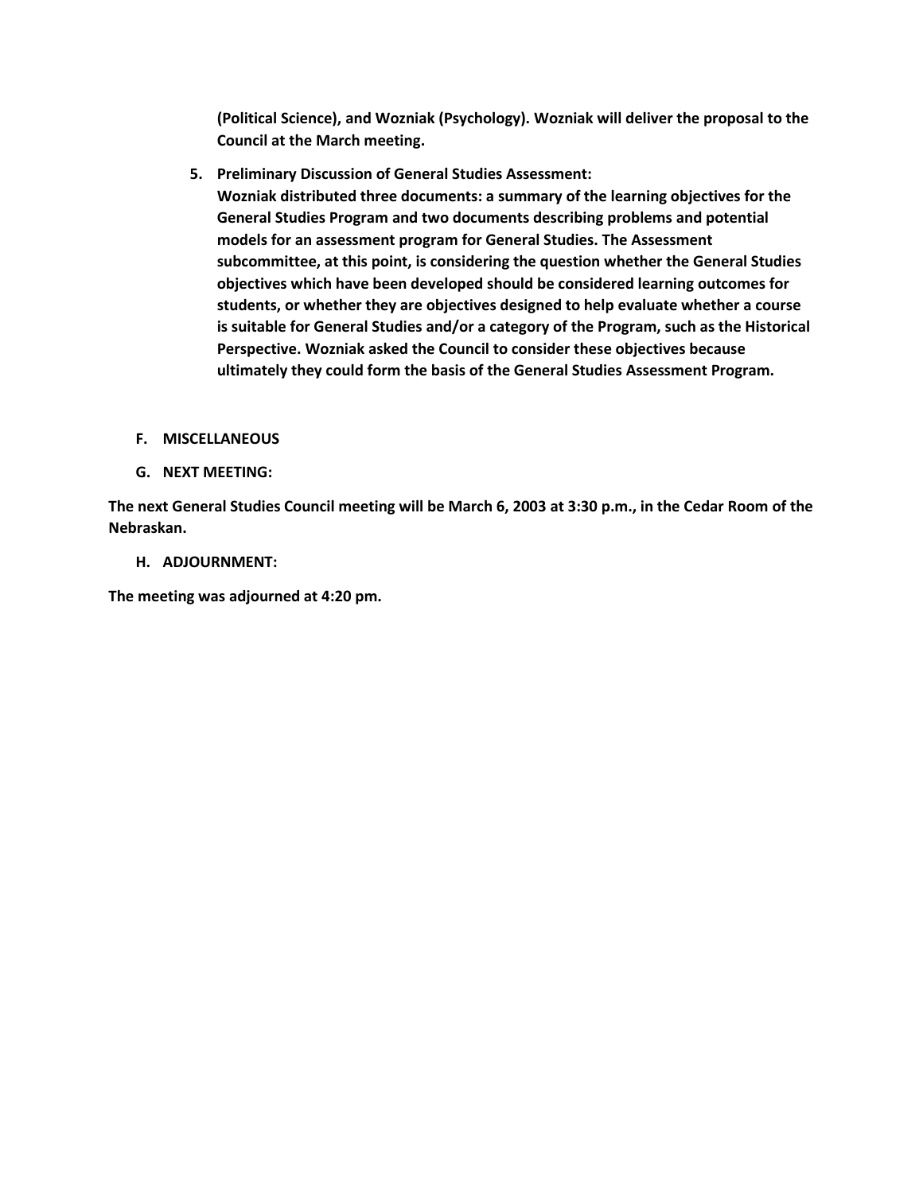**(Political Science), and Wozniak (Psychology). Wozniak will deliver the proposal to the Council at the March meeting.**

5. **Preliminary Discussion of General Studies Assessment:**
   **Wozniak distributed three documents: a summary of the learning objectives for the General Studies Program and two documents describing problems and potential models for an assessment program for General Studies. The Assessment subcommittee, at this point, is considering the question whether the General Studies objectives which have been developed should be considered learning outcomes for students, or whether they are objectives designed to help evaluate whether a course is suitable for General Studies and/or a category of the Program, such as the Historical Perspective. Wozniak asked the Council to consider these objectives because ultimately they could form the basis of the General Studies Assessment Program.**

**F. MISCELLANEOUS**

**G. NEXT MEETING:**

**The next General Studies Council meeting will be March 6, 2003 at 3:30 p.m., in the Cedar Room of the Nebraskan.**

**H. ADJOURNMENT:**

**The meeting was adjourned at 4:20 pm.**